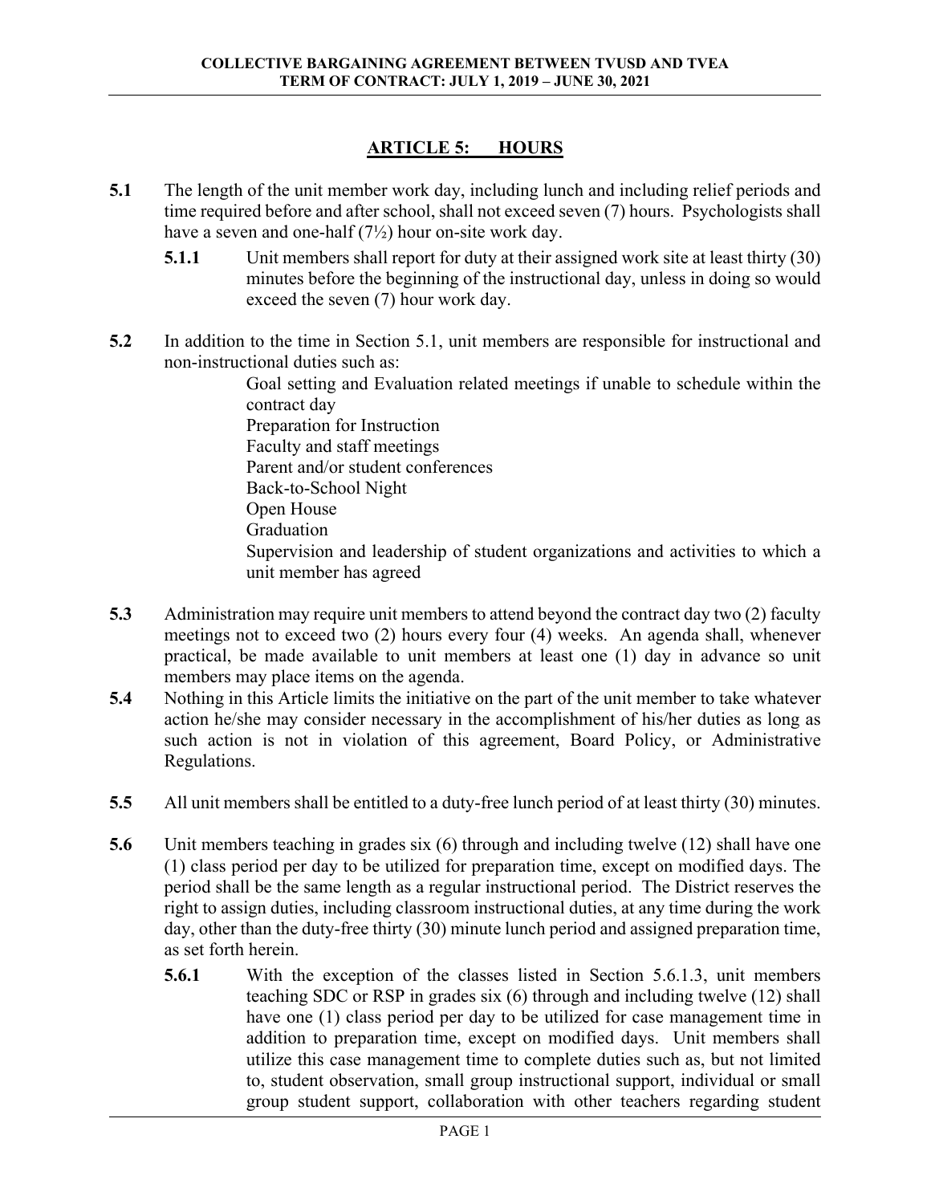# ARTICLE 5: HOURS

**5.1** The length of the unit member work day, including lunch and including relief periods and time required before and after school, shall not exceed seven (7) hours. Psychologists shall have a seven and one-half (7½) hour on-site work day.

**5.1.1** Unit members shall report for duty at their assigned work site at least thirty (30) minutes before the beginning of the instructional day, unless in doing so would exceed the seven (7) hour work day.

**5.2** In addition to the time in Section 5.1, unit members are responsible for instructional and non-instructional duties such as:

- Goal setting and Evaluation related meetings if unable to schedule within the contract day
- Preparation for Instruction
- Faculty and staff meetings
- Parent and/or student conferences
- Back-to-School Night
- Open House
- Graduation
- Supervision and leadership of student organizations and activities to which a unit member has agreed

**5.3** Administration may require unit members to attend beyond the contract day two (2) faculty meetings not to exceed two (2) hours every four (4) weeks. An agenda shall, whenever practical, be made available to unit members at least one (1) day in advance so unit members may place items on the agenda.

**5.4** Nothing in this Article limits the initiative on the part of the unit member to take whatever action he/she may consider necessary in the accomplishment of his/her duties as long as such action is not in violation of this agreement, Board Policy, or Administrative Regulations.

**5.5** All unit members shall be entitled to a duty-free lunch period of at least thirty (30) minutes.

**5.6** Unit members teaching in grades six (6) through and including twelve (12) shall have one (1) class period per day to be utilized for preparation time, except on modified days. The period shall be the same length as a regular instructional period. The District reserves the right to assign duties, including classroom instructional duties, at any time during the work day, other than the duty-free thirty (30) minute lunch period and assigned preparation time, as set forth herein.

**5.6.1** With the exception of the classes listed in Section 5.6.1.3, unit members teaching SDC or RSP in grades six (6) through and including twelve (12) shall have one (1) class period per day to be utilized for case management time in addition to preparation time, except on modified days. Unit members shall utilize this case management time to complete duties such as, but not limited to, student observation, small group instructional support, individual or small group student support, collaboration with other teachers regarding student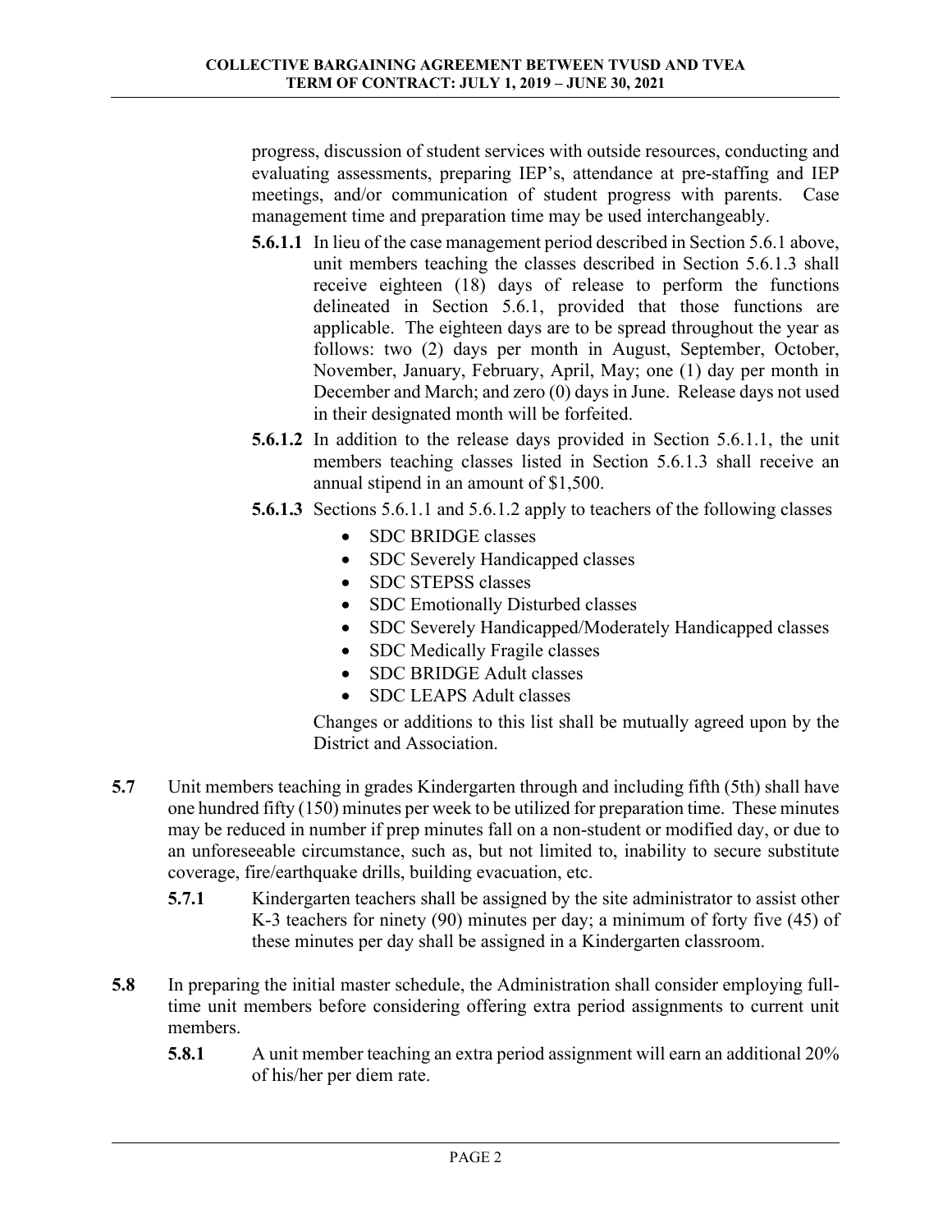progress, discussion of student services with outside resources, conducting and evaluating assessments, preparing IEP's, attendance at pre-staffing and IEP meetings, and/or communication of student progress with parents. Case management time and preparation time may be used interchangeably.

**5.6.1.1** In lieu of the case management period described in Section 5.6.1 above, unit members teaching the classes described in Section 5.6.1.3 shall receive eighteen (18) days of release to perform the functions delineated in Section 5.6.1, provided that those functions are applicable. The eighteen days are to be spread throughout the year as follows: two (2) days per month in August, September, October, November, January, February, April, May; one (1) day per month in December and March; and zero (0) days in June. Release days not used in their designated month will be forfeited.

**5.6.1.2** In addition to the release days provided in Section 5.6.1.1, the unit members teaching classes listed in Section 5.6.1.3 shall receive an annual stipend in an amount of $1,500.

**5.6.1.3** Sections 5.6.1.1 and 5.6.1.2 apply to teachers of the following classes

- SDC BRIDGE classes
- SDC Severely Handicapped classes
- SDC STEPSS classes
- SDC Emotionally Disturbed classes
- SDC Severely Handicapped/Moderately Handicapped classes
- SDC Medically Fragile classes
- SDC BRIDGE Adult classes
- SDC LEAPS Adult classes

Changes or additions to this list shall be mutually agreed upon by the District and Association.

**5.7** Unit members teaching in grades Kindergarten through and including fifth (5th) shall have one hundred fifty (150) minutes per week to be utilized for preparation time. These minutes may be reduced in number if prep minutes fall on a non-student or modified day, or due to an unforeseeable circumstance, such as, but not limited to, inability to secure substitute coverage, fire/earthquake drills, building evacuation, etc.

**5.7.1** Kindergarten teachers shall be assigned by the site administrator to assist other K-3 teachers for ninety (90) minutes per day; a minimum of forty five (45) of these minutes per day shall be assigned in a Kindergarten classroom.

**5.8** In preparing the initial master schedule, the Administration shall consider employing full-time unit members before considering offering extra period assignments to current unit members.

**5.8.1** A unit member teaching an extra period assignment will earn an additional 20% of his/her per diem rate.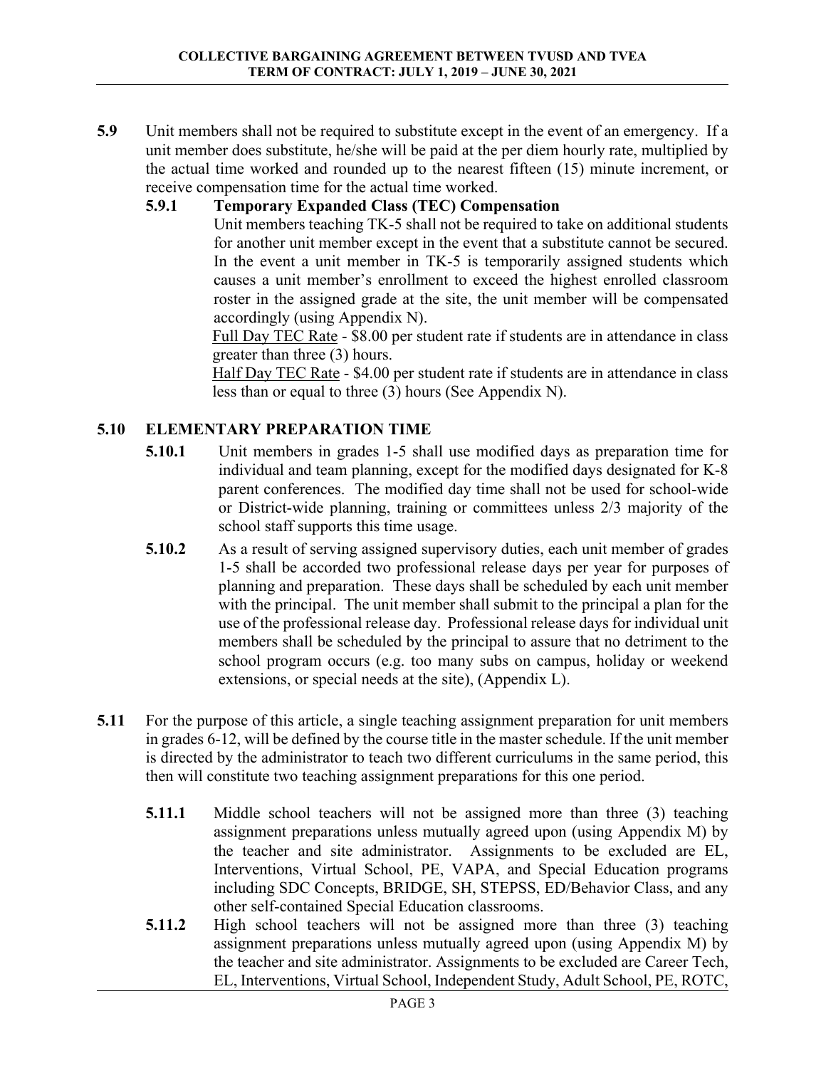**5.9** Unit members shall not be required to substitute except in the event of an emergency. If a unit member does substitute, he/she will be paid at the per diem hourly rate, multiplied by the actual time worked and rounded up to the nearest fifteen (15) minute increment, or receive compensation time for the actual time worked.

**5.9.1 Temporary Expanded Class (TEC) Compensation**

Unit members teaching TK-5 shall not be required to take on additional students for another unit member except in the event that a substitute cannot be secured. In the event a unit member in TK-5 is temporarily assigned students which causes a unit member's enrollment to exceed the highest enrolled classroom roster in the assigned grade at the site, the unit member will be compensated accordingly (using Appendix N).

Full Day TEC Rate - $8.00 per student rate if students are in attendance in class greater than three (3) hours.

Half Day TEC Rate - $4.00 per student rate if students are in attendance in class less than or equal to three (3) hours (See Appendix N).

## 5.10 ELEMENTARY PREPARATION TIME

**5.10.1** Unit members in grades 1-5 shall use modified days as preparation time for individual and team planning, except for the modified days designated for K-8 parent conferences. The modified day time shall not be used for school-wide or District-wide planning, training or committees unless 2/3 majority of the school staff supports this time usage.

**5.10.2** As a result of serving assigned supervisory duties, each unit member of grades 1-5 shall be accorded two professional release days per year for purposes of planning and preparation. These days shall be scheduled by each unit member with the principal. The unit member shall submit to the principal a plan for the use of the professional release day. Professional release days for individual unit members shall be scheduled by the principal to assure that no detriment to the school program occurs (e.g. too many subs on campus, holiday or weekend extensions, or special needs at the site), (Appendix L).

**5.11** For the purpose of this article, a single teaching assignment preparation for unit members in grades 6-12, will be defined by the course title in the master schedule. If the unit member is directed by the administrator to teach two different curriculums in the same period, this then will constitute two teaching assignment preparations for this one period.

**5.11.1** Middle school teachers will not be assigned more than three (3) teaching assignment preparations unless mutually agreed upon (using Appendix M) by the teacher and site administrator. Assignments to be excluded are EL, Interventions, Virtual School, PE, VAPA, and Special Education programs including SDC Concepts, BRIDGE, SH, STEPSS, ED/Behavior Class, and any other self-contained Special Education classrooms.

**5.11.2** High school teachers will not be assigned more than three (3) teaching assignment preparations unless mutually agreed upon (using Appendix M) by the teacher and site administrator. Assignments to be excluded are Career Tech, EL, Interventions, Virtual School, Independent Study, Adult School, PE, ROTC,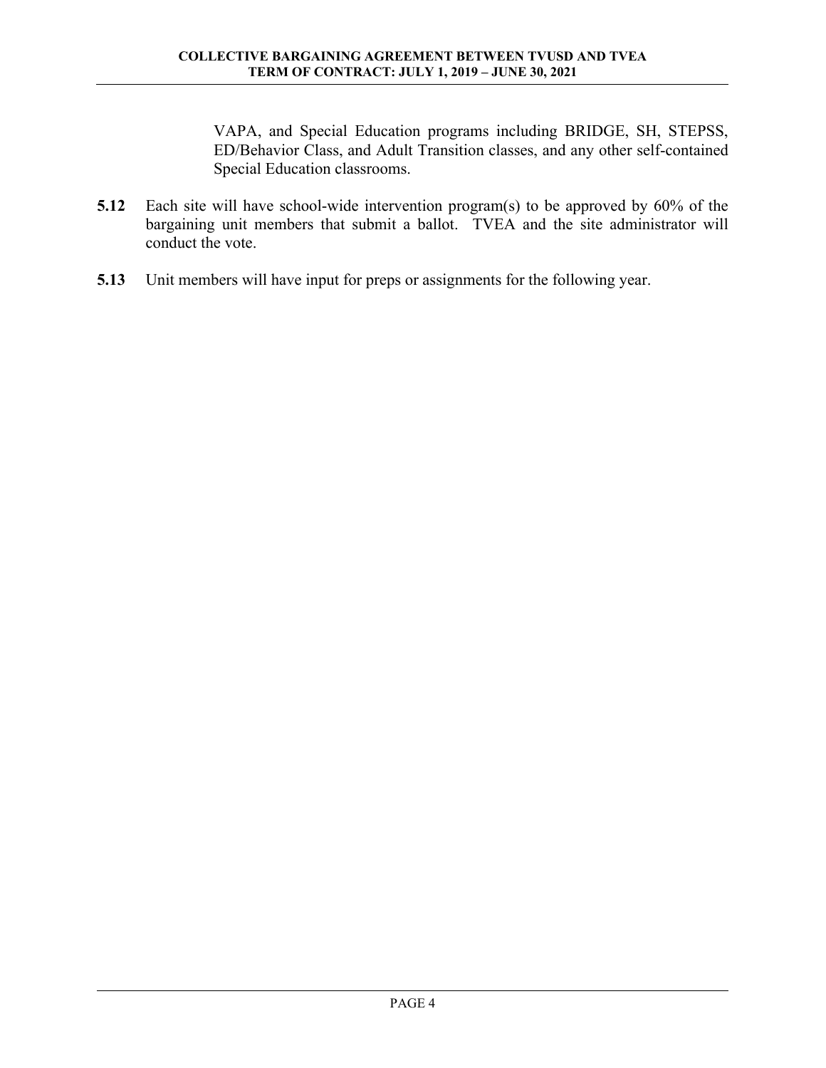VAPA, and Special Education programs including BRIDGE, SH, STEPSS, ED/Behavior Class, and Adult Transition classes, and any other self-contained Special Education classrooms.

**5.12** Each site will have school-wide intervention program(s) to be approved by 60% of the bargaining unit members that submit a ballot. TVEA and the site administrator will conduct the vote.

**5.13** Unit members will have input for preps or assignments for the following year.